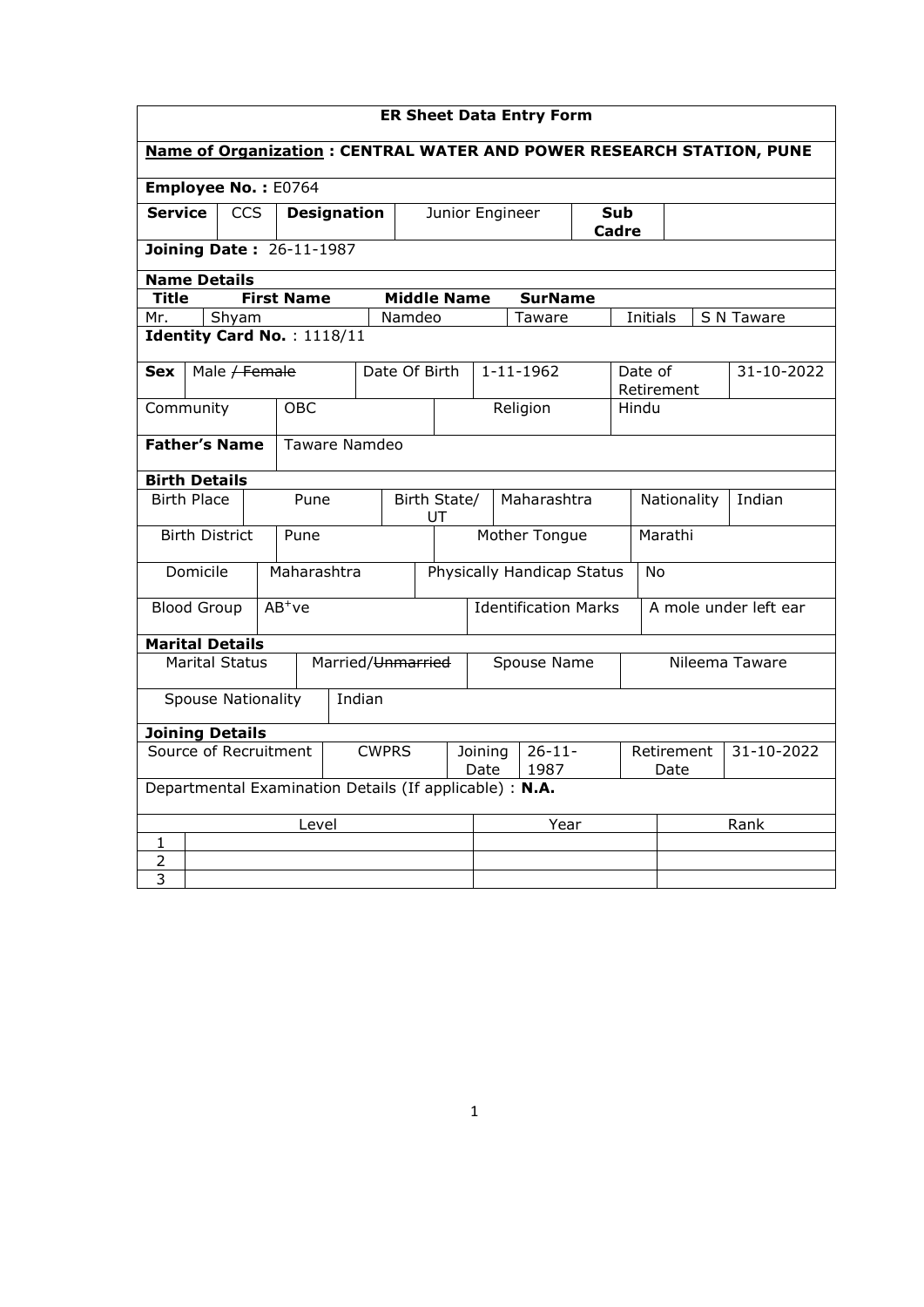# ER Sheet Data Entry Form

**Name of Organization : CENTRAL WATER AND POWER RESEARCH STATION, PUNE**

**Employee No. :** E0764

| **Service** | CCS | **Designation** | Junior Engineer | **Sub Cadre** | |
|---|---|---|---|---|---|

**Joining Date :** 26-11-1987

**Name Details**

| **Title** | **First Name** | **Middle Name** | **SurName** | | |
|---|---|---|---|---|---|
| Mr. | Shyam | Namdeo | Taware | Initials | S N Taware |

**Identity Card No.** : 1118/11

| **Sex** | Male ~~/ Female~~ | Date Of Birth | 1-11-1962 | Date of Retirement | 31-10-2022 |
|---|---|---|---|---|---|
| Community | OBC | | Religion | Hindu | |

| **Father's Name** | Taware Namdeo |
|---|---|

**Birth Details**

| Birth Place | Pune | Birth State/ UT | Maharashtra | Nationality | Indian |
|---|---|---|---|---|---|
| Birth District | Pune | Mother Tongue | Marathi | | |
| Domicile | Maharashtra | Physically Handicap Status | No | | |
| Blood Group | $AB^{+}$ve | Identification Marks | A mole under left ear | | |

**Marital Details**

| Marital Status | Married/~~Unmarried~~ | Spouse Name | Nileema Taware |
|---|---|---|---|
| Spouse Nationality | Indian | | |

**Joining Details**

| Source of Recruitment | CWPRS | Joining Date | 26-11-1987 | Retirement Date | 31-10-2022 |
|---|---|---|---|---|---|

Departmental Examination Details (If applicable) : **N.A.**

| | Level | Year | Rank |
|---|---|---|---|
| 1 | | | |
| 2 | | | |
| 3 | | | |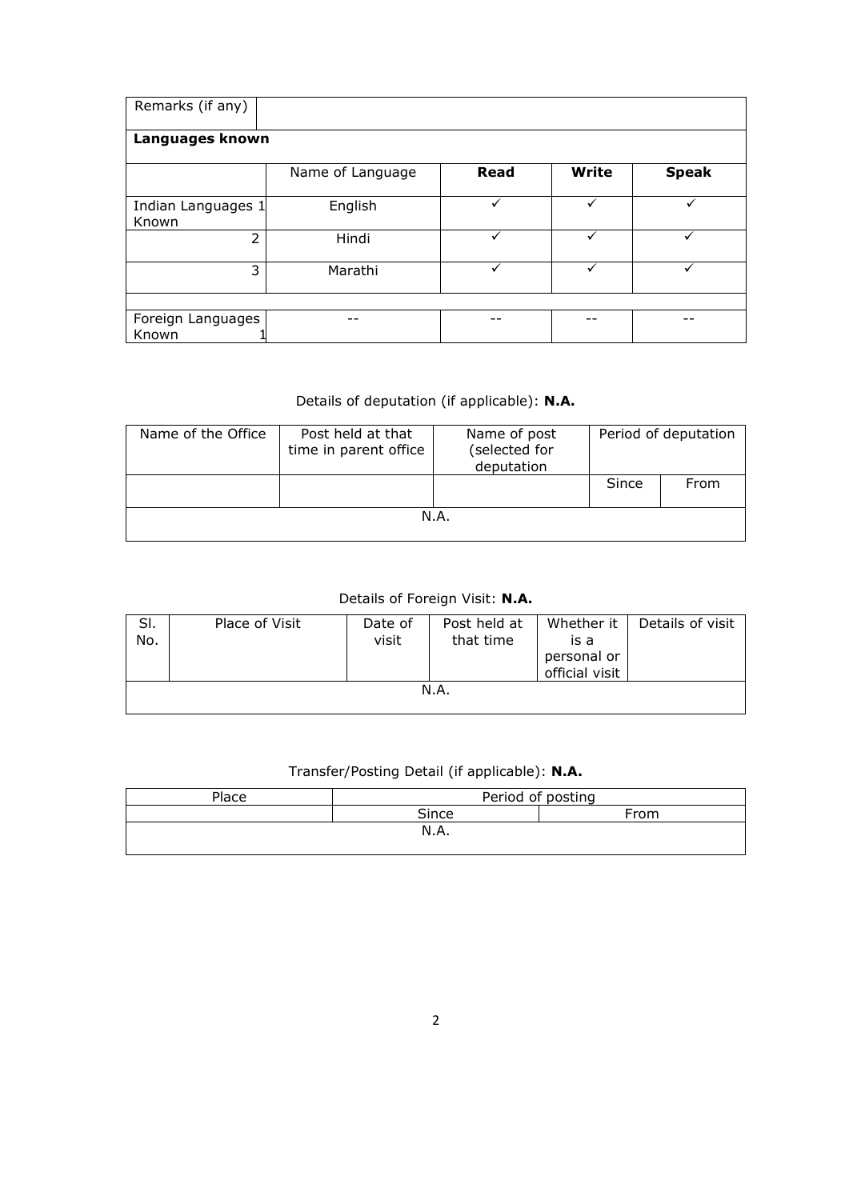| Remarks (if any) | | | | |
|---|---|---|---|---|
| **Languages known** | | | | |
| | Name of Language | **Read** | **Write** | **Speak** |
| Indian Languages Known 1 | English | ✓ | ✓ | ✓ |
| 2 | Hindi | ✓ | ✓ | ✓ |
| 3 | Marathi | ✓ | ✓ | ✓ |
| | | | | |
| Foreign Languages Known 1 | -- | -- | -- | -- |

Details of deputation (if applicable): **N.A.**

| Name of the Office | Post held at that time in parent office | Name of post (selected for deputation | Period of deputation | |
|---|---|---|---|---|
| | | | Since | From |
| N.A. | | | | |

Details of Foreign Visit: **N.A.**

| Sl. No. | Place of Visit | Date of visit | Post held at that time | Whether it is a personal or official visit | Details of visit |
|---|---|---|---|---|---|
| N.A. | | | | | |

Transfer/Posting Detail (if applicable): **N.A.**

| Place | Period of posting | |
|---|---|---|
| | Since | From |
| N.A. | | |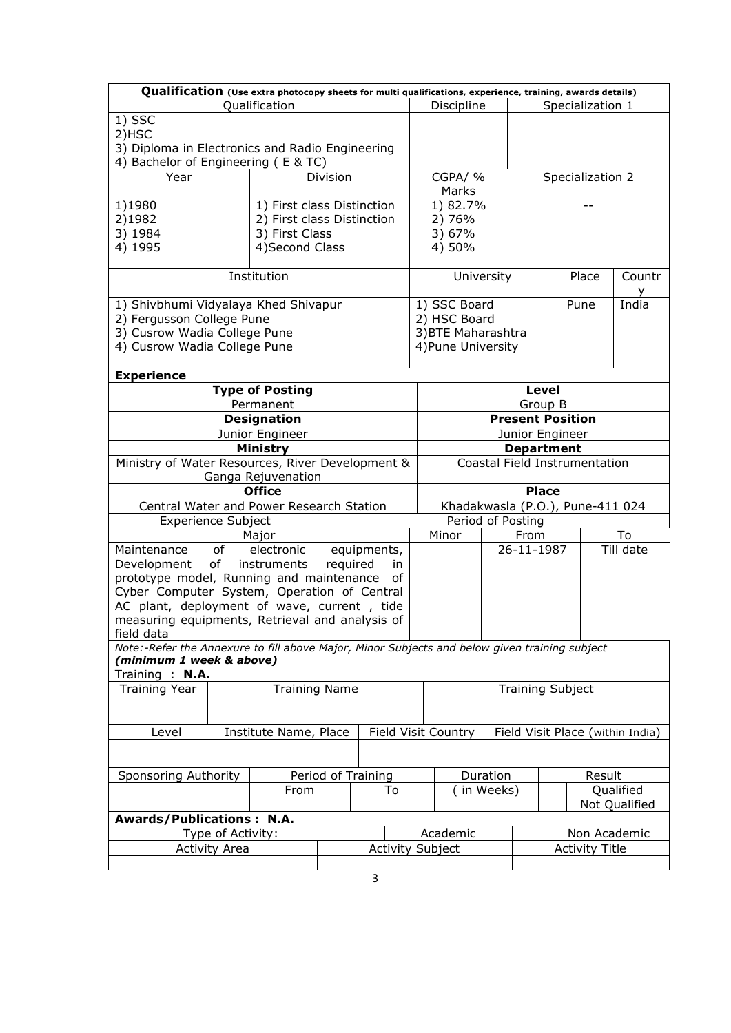**Qualification** *(Use extra photocopy sheets for multi qualifications, experience, training, awards details)*

| Qualification | Discipline | Specialization 1 |
|---|---|---|
| 1) SSC<br>2)HSC<br>3) Diploma in Electronics and Radio Engineering<br>4) Bachelor of Engineering ( E & TC) | | |

| Year | Division | CGPA/ % Marks | Specialization 2 |
|---|---|---|---|
| 1)1980<br>2)1982<br>3) 1984<br>4) 1995 | 1) First class Distinction<br>2) First class Distinction<br>3) First Class<br>4)Second Class | 1) 82.7%<br>2) 76%<br>3) 67%<br>4) 50% | -- |

| Institution | University | Place | Country |
|---|---|---|---|
| 1) Shivbhumi Vidyalaya Khed Shivapur<br>2) Fergusson College Pune<br>3) Cusrow Wadia College Pune<br>4) Cusrow Wadia College Pune | 1) SSC Board<br>2) HSC Board<br>3)BTE Maharashtra<br>4)Pune University | Pune | India |

**Experience**

| **Type of Posting** | **Level** |
|---|---|
| Permanent | Group B |
| **Designation** | **Present Position** |
| Junior Engineer | Junior Engineer |
| **Ministry** | **Department** |
| Ministry of Water Resources, River Development & Ganga Rejuvenation | Coastal Field Instrumentation |
| **Office** | **Place** |
| Central Water and Power Research Station | Khadakwasla (P.O.), Pune-411 024 |

| Experience Subject | | Period of Posting | |
|---|---|---|---|
| Major | Minor | From | To |
| Maintenance of electronic equipments, Development of instruments required in prototype model, Running and maintenance of Cyber Computer System, Operation of Central AC plant, deployment of wave, current , tide measuring equipments, Retrieval and analysis of field data | | 26-11-1987 | Till date |

*Note:-Refer the Annexure to fill above Major, Minor Subjects and below given training subject*
***(minimum 1 week & above)***

Training : **N.A.**

| Training Year | Training Name | Training Subject |
|---|---|---|
| | | |

| Level | Institute Name, Place | Field Visit Country | Field Visit Place (within India) |
|---|---|---|---|
| | | | |

| Sponsoring Authority | Period of Training | | Duration | Result |
|---|---|---|---|---|
| | From | To | ( in Weeks) | Qualified |
| | | | | Not Qualified |

**Awards/Publications : N.A.**

| Type of Activity: | | Academic | Non Academic |
|---|---|---|---|
| Activity Area | Activity Subject | | Activity Title |
| | | | |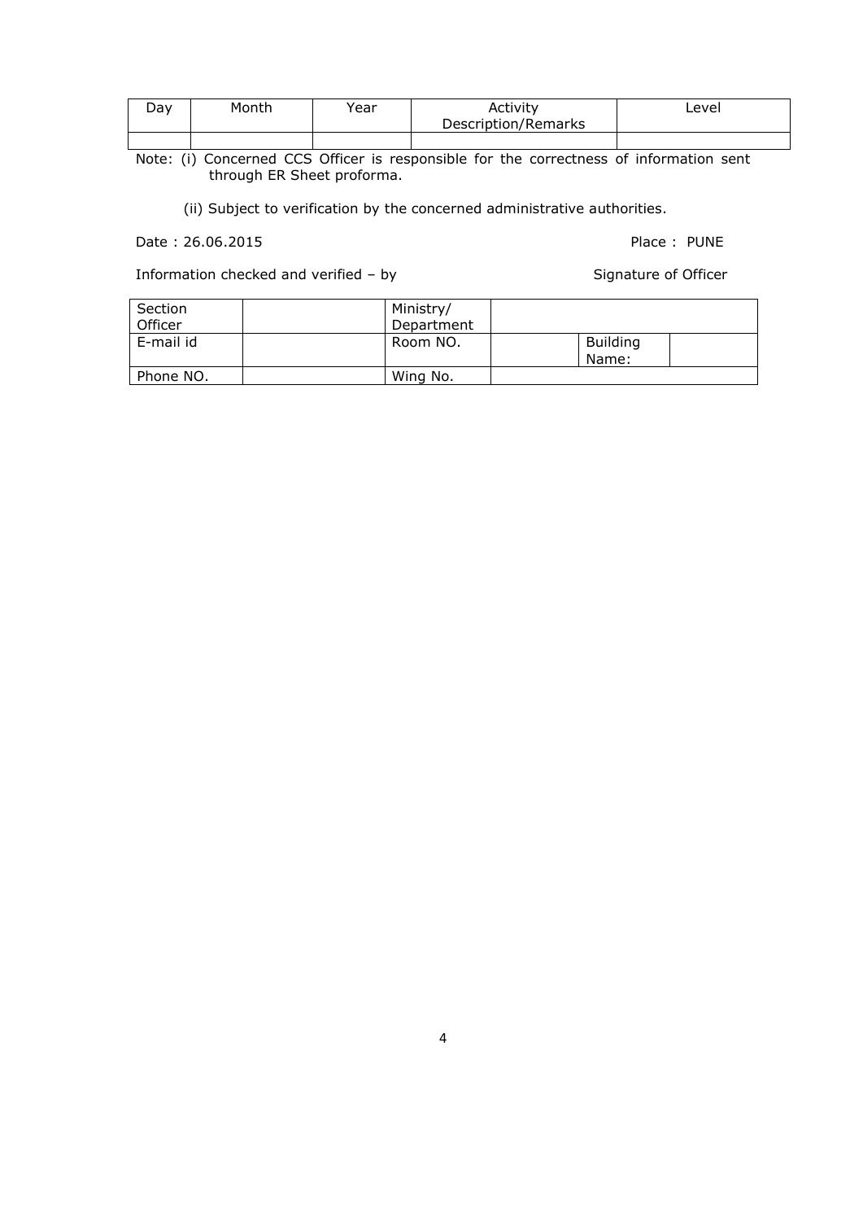| Day | Month | Year | Activity Description/Remarks | Level |
|---|---|---|---|---|
| | | | | |

Note: (i) Concerned CCS Officer is responsible for the correctness of information sent through ER Sheet proforma.

(ii) Subject to verification by the concerned administrative authorities.

Date : 26.06.2015 Place : PUNE

Information checked and verified – by Signature of Officer

| | | | | | |
|---|---|---|---|---|---|
| Section Officer | | Ministry/ Department | | | |
| E-mail id | | Room NO. | | Building Name: | |
| Phone NO. | | Wing No. | | | |